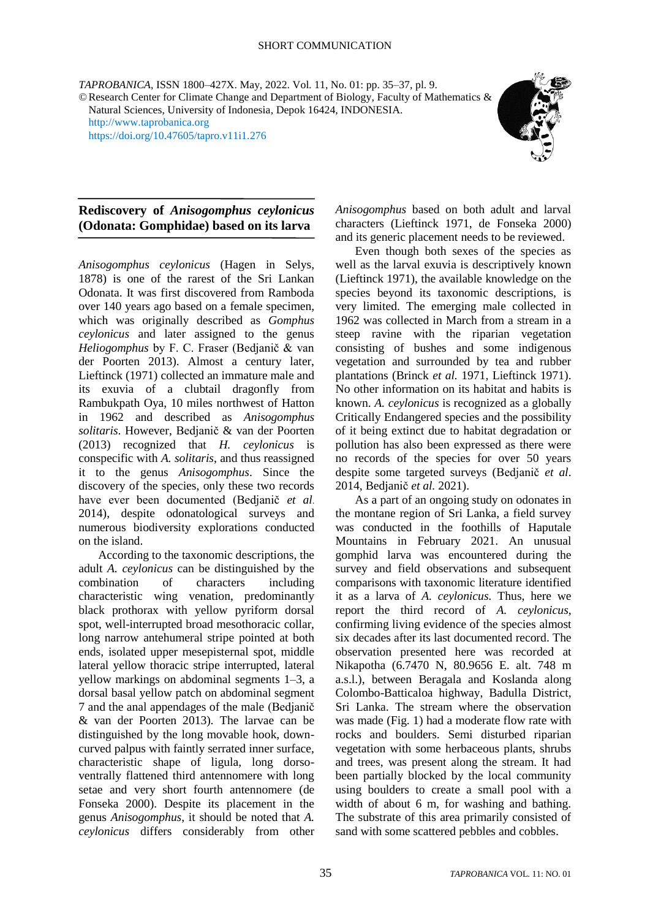SHORT COMMUNICATION

*TAPROBANICA*, ISSN 1800–427X. May, 2022. Vol. 11, No. 01: pp. 35–37, pl. 9.
© Research Center for Climate Change and Department of Biology, Faculty of Mathematics & Natural Sciences, University of Indonesia, Depok 16424, INDONESIA.
http://www.taprobanica.org
https://doi.org/10.47605/tapro.v11i1.276

# Rediscovery of *Anisogomphus ceylonicus* (Odonata: Gomphidae) based on its larva

*Anisogomphus ceylonicus* (Hagen in Selys, 1878) is one of the rarest of the Sri Lankan Odonata. It was first discovered from Ramboda over 140 years ago based on a female specimen, which was originally described as *Gomphus ceylonicus* and later assigned to the genus *Heliogomphus* by F. C. Fraser (Bedjanič & van der Poorten 2013). Almost a century later, Lieftinck (1971) collected an immature male and its exuvia of a clubtail dragonfly from Rambukpath Oya, 10 miles northwest of Hatton in 1962 and described as *Anisogomphus solitaris*. However, Bedjanič & van der Poorten (2013) recognized that *H. ceylonicus* is conspecific with *A. solitaris*, and thus reassigned it to the genus *Anisogomphus*. Since the discovery of the species, only these two records have ever been documented (Bedjanič *et al*. 2014), despite odonatological surveys and numerous biodiversity explorations conducted on the island.

According to the taxonomic descriptions, the adult *A. ceylonicus* can be distinguished by the combination of characters including characteristic wing venation, predominantly black prothorax with yellow pyriform dorsal spot, well-interrupted broad mesothoracic collar, long narrow antehumeral stripe pointed at both ends, isolated upper mesepisternal spot, middle lateral yellow thoracic stripe interrupted, lateral yellow markings on abdominal segments 1–3, a dorsal basal yellow patch on abdominal segment 7 and the anal appendages of the male (Bedjanič & van der Poorten 2013). The larvae can be distinguished by the long movable hook, down-curved palpus with faintly serrated inner surface, characteristic shape of ligula, long dorso-ventrally flattened third antennomere with long setae and very short fourth antennomere (de Fonseka 2000). Despite its placement in the genus *Anisogomphus*, it should be noted that *A. ceylonicus* differs considerably from other *Anisogomphus* based on both adult and larval characters (Lieftinck 1971, de Fonseka 2000) and its generic placement needs to be reviewed.

Even though both sexes of the species as well as the larval exuvia is descriptively known (Lieftinck 1971), the available knowledge on the species beyond its taxonomic descriptions, is very limited. The emerging male collected in 1962 was collected in March from a stream in a steep ravine with the riparian vegetation consisting of bushes and some indigenous vegetation and surrounded by tea and rubber plantations (Brinck *et al.* 1971, Lieftinck 1971). No other information on its habitat and habits is known. *A. ceylonicus* is recognized as a globally Critically Endangered species and the possibility of it being extinct due to habitat degradation or pollution has also been expressed as there were no records of the species for over 50 years despite some targeted surveys (Bedjanič *et al*. 2014, Bedjanič *et al.* 2021).

As a part of an ongoing study on odonates in the montane region of Sri Lanka, a field survey was conducted in the foothills of Haputale Mountains in February 2021. An unusual gomphid larva was encountered during the survey and field observations and subsequent comparisons with taxonomic literature identified it as a larva of *A. ceylonicus*. Thus, here we report the third record of *A. ceylonicus*, confirming living evidence of the species almost six decades after its last documented record. The observation presented here was recorded at Nikapotha (6.7470 N, 80.9656 E. alt. 748 m a.s.l.), between Beragala and Koslanda along Colombo-Batticaloa highway, Badulla District, Sri Lanka. The stream where the observation was made (Fig. 1) had a moderate flow rate with rocks and boulders. Semi disturbed riparian vegetation with some herbaceous plants, shrubs and trees, was present along the stream. It had been partially blocked by the local community using boulders to create a small pool with a width of about 6 m, for washing and bathing. The substrate of this area primarily consisted of sand with some scattered pebbles and cobbles.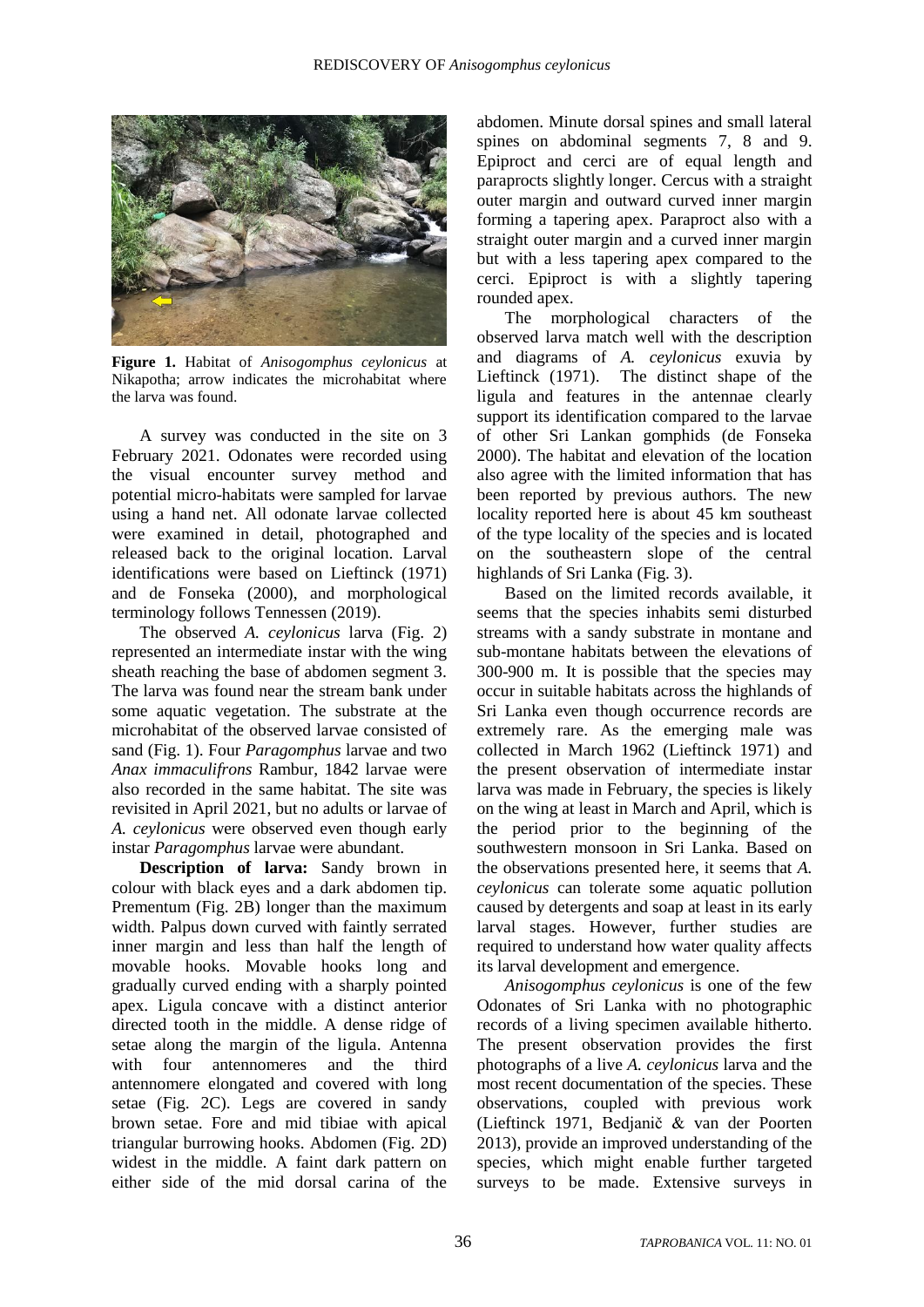**Figure 1.** Habitat of *Anisogomphus ceylonicus* at Nikapotha; arrow indicates the microhabitat where the larva was found.

A survey was conducted in the site on 3 February 2021. Odonates were recorded using the visual encounter survey method and potential micro-habitats were sampled for larvae using a hand net. All odonate larvae collected were examined in detail, photographed and released back to the original location. Larval identifications were based on Lieftinck (1971) and de Fonseka (2000), and morphological terminology follows Tennessen (2019).

The observed *A. ceylonicus* larva (Fig. 2) represented an intermediate instar with the wing sheath reaching the base of abdomen segment 3. The larva was found near the stream bank under some aquatic vegetation. The substrate at the microhabitat of the observed larvae consisted of sand (Fig. 1). Four *Paragomphus* larvae and two *Anax immaculifrons* Rambur, 1842 larvae were also recorded in the same habitat. The site was revisited in April 2021, but no adults or larvae of *A. ceylonicus* were observed even though early instar *Paragomphus* larvae were abundant.

**Description of larva:** Sandy brown in colour with black eyes and a dark abdomen tip. Prementum (Fig. 2B) longer than the maximum width. Palpus down curved with faintly serrated inner margin and less than half the length of movable hooks. Movable hooks long and gradually curved ending with a sharply pointed apex. Ligula concave with a distinct anterior directed tooth in the middle. A dense ridge of setae along the margin of the ligula. Antenna with four antennomeres and the third antennomere elongated and covered with long setae (Fig. 2C). Legs are covered in sandy brown setae. Fore and mid tibiae with apical triangular burrowing hooks. Abdomen (Fig. 2D) widest in the middle. A faint dark pattern on either side of the mid dorsal carina of the abdomen. Minute dorsal spines and small lateral spines on abdominal segments 7, 8 and 9. Epiproct and cerci are of equal length and paraprocts slightly longer. Cercus with a straight outer margin and outward curved inner margin forming a tapering apex. Paraproct also with a straight outer margin and a curved inner margin but with a less tapering apex compared to the cerci. Epiproct is with a slightly tapering rounded apex.

The morphological characters of the observed larva match well with the description and diagrams of *A. ceylonicus* exuvia by Lieftinck (1971). The distinct shape of the ligula and features in the antennae clearly support its identification compared to the larvae of other Sri Lankan gomphids (de Fonseka 2000). The habitat and elevation of the location also agree with the limited information that has been reported by previous authors. The new locality reported here is about 45 km southeast of the type locality of the species and is located on the southeastern slope of the central highlands of Sri Lanka (Fig. 3).

Based on the limited records available, it seems that the species inhabits semi disturbed streams with a sandy substrate in montane and sub-montane habitats between the elevations of 300-900 m. It is possible that the species may occur in suitable habitats across the highlands of Sri Lanka even though occurrence records are extremely rare. As the emerging male was collected in March 1962 (Lieftinck 1971) and the present observation of intermediate instar larva was made in February, the species is likely on the wing at least in March and April, which is the period prior to the beginning of the southwestern monsoon in Sri Lanka. Based on the observations presented here, it seems that *A. ceylonicus* can tolerate some aquatic pollution caused by detergents and soap at least in its early larval stages. However, further studies are required to understand how water quality affects its larval development and emergence.

*Anisogomphus ceylonicus* is one of the few Odonates of Sri Lanka with no photographic records of a living specimen available hitherto. The present observation provides the first photographs of a live *A. ceylonicus* larva and the most recent documentation of the species. These observations, coupled with previous work (Lieftinck 1971, Bedjanič & van der Poorten 2013), provide an improved understanding of the species, which might enable further targeted surveys to be made. Extensive surveys in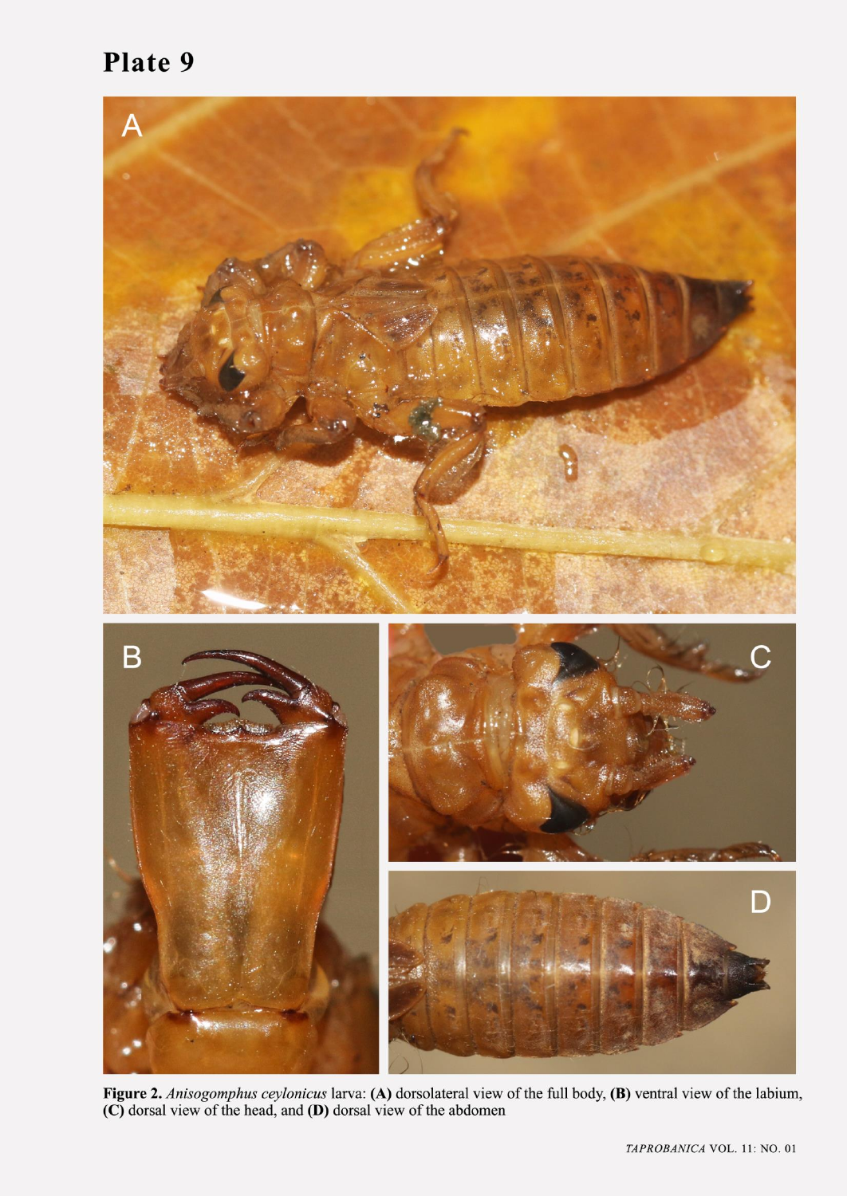# Plate 9

**Figure 2.** *Anisogomphus ceylonicus* larva: **(A)** dorsolateral view of the full body, **(B)** ventral view of the labium, **(C)** dorsal view of the head, and **(D)** dorsal view of the abdomen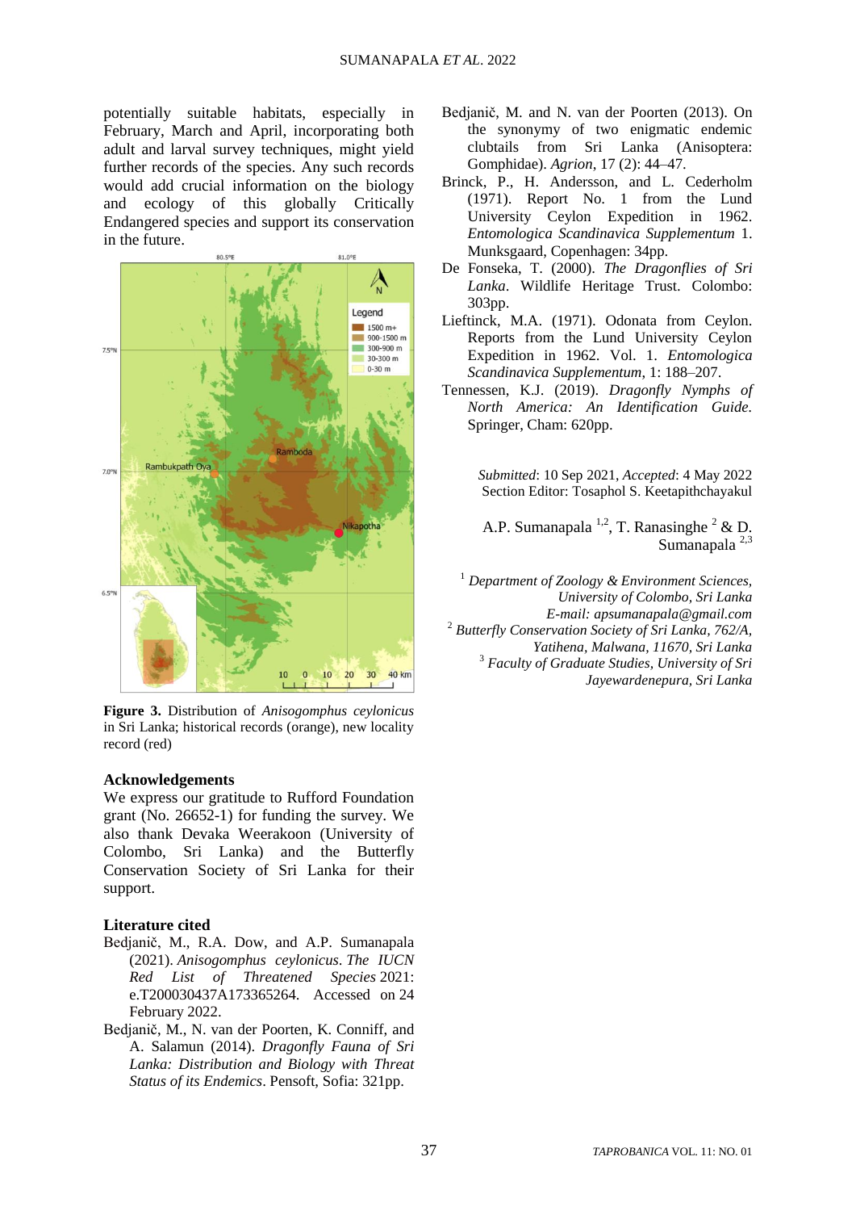potentially suitable habitats, especially in February, March and April, incorporating both adult and larval survey techniques, might yield further records of the species. Any such records would add crucial information on the biology and ecology of this globally Critically Endangered species and support its conservation in the future.

80.5°E
81.0°E
N
Legend
1500 m+
900-1500 m
300-900 m
30-300 m
0-30 m
7.5°N
Ramboda
Rambukpath Oya
7.0°N
Nikapotha
6.5°N
10 0 10 20 30 40 km

**Figure 3.** Distribution of *Anisogomphus ceylonicus* in Sri Lanka; historical records (orange), new locality record (red)

## Acknowledgements

We express our gratitude to Rufford Foundation grant (No. 26652-1) for funding the survey. We also thank Devaka Weerakoon (University of Colombo, Sri Lanka) and the Butterfly Conservation Society of Sri Lanka for their support.

## Literature cited

Bedjanič, M., R.A. Dow, and A.P. Sumanapala (2021). *Anisogomphus ceylonicus*. *The IUCN Red List of Threatened Species* 2021: e.T200030437A173365264. Accessed on 24 February 2022.

Bedjanič, M., N. van der Poorten, K. Conniff, and A. Salamun (2014). *Dragonfly Fauna of Sri Lanka: Distribution and Biology with Threat Status of its Endemics*. Pensoft, Sofia: 321pp.

Bedjanič, M. and N. van der Poorten (2013). On the synonymy of two enigmatic endemic clubtails from Sri Lanka (Anisoptera: Gomphidae). *Agrion*, 17 (2): 44–47.

Brinck, P., H. Andersson, and L. Cederholm (1971). Report No. 1 from the Lund University Ceylon Expedition in 1962. *Entomologica Scandinavica Supplementum* 1. Munksgaard, Copenhagen: 34pp.

De Fonseka, T. (2000). *The Dragonflies of Sri Lanka*. Wildlife Heritage Trust. Colombo: 303pp.

Lieftinck, M.A. (1971). Odonata from Ceylon. Reports from the Lund University Ceylon Expedition in 1962. Vol. 1. *Entomologica Scandinavica Supplementum*, 1: 188–207.

Tennessen, K.J. (2019). *Dragonfly Nymphs of North America: An Identification Guide*. Springer, Cham: 620pp.

*Submitted*: 10 Sep 2021, *Accepted*: 4 May 2022
Section Editor: Tosaphol S. Keetapithchayakul

A.P. Sumanapala [1,2], T. Ranasinghe [2] & D. Sumanapala [2,3]

[1] *Department of Zoology & Environment Sciences, University of Colombo, Sri Lanka*
*E-mail: apsumanapala@gmail.com*

[2] *Butterfly Conservation Society of Sri Lanka, 762/A, Yatihena, Malwana, 11670, Sri Lanka*

[3] *Faculty of Graduate Studies, University of Sri Jayewardenepura, Sri Lanka*